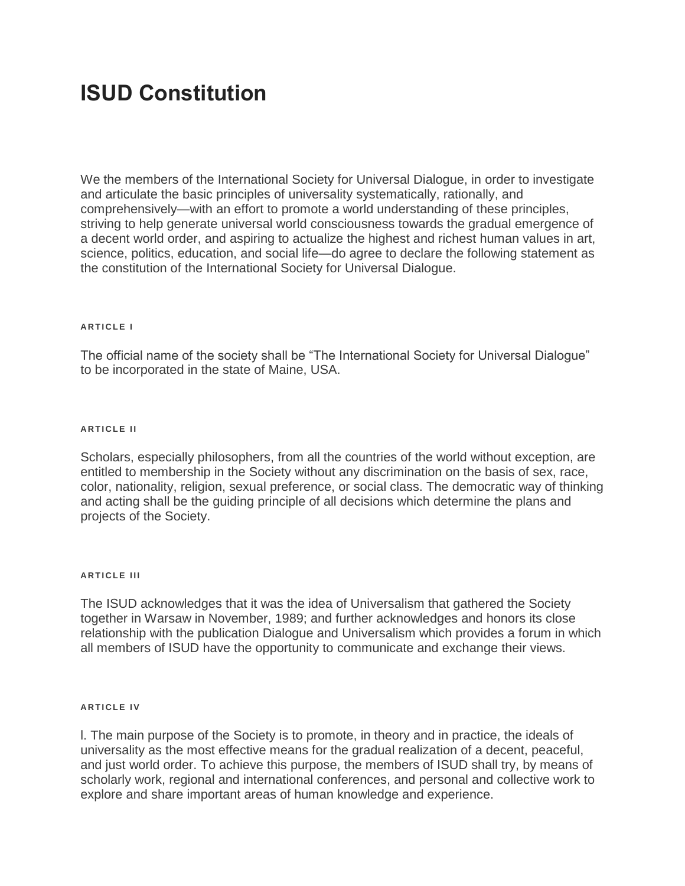# ISUD Constitution

We the members of the International Society for Universal Dialogue, in order to investigate and articulate the basic principles of universality systematically, rationally, and comprehensively—with an effort to promote a world understanding of these principles, striving to help generate universal world consciousness towards the gradual emergence of a decent world order, and aspiring to actualize the highest and richest human values in art, science, politics, education, and social life—do agree to declare the following statement as the constitution of the International Society for Universal Dialogue.

###### ARTICLE I

The official name of the society shall be “The International Society for Universal Dialogue” to be incorporated in the state of Maine, USA.

###### ARTICLE II

Scholars, especially philosophers, from all the countries of the world without exception, are entitled to membership in the Society without any discrimination on the basis of sex, race, color, nationality, religion, sexual preference, or social class. The democratic way of thinking and acting shall be the guiding principle of all decisions which determine the plans and projects of the Society.

###### ARTICLE III

The ISUD acknowledges that it was the idea of Universalism that gathered the Society together in Warsaw in November, 1989; and further acknowledges and honors its close relationship with the publication Dialogue and Universalism which provides a forum in which all members of ISUD have the opportunity to communicate and exchange their views.

###### ARTICLE IV

l. The main purpose of the Society is to promote, in theory and in practice, the ideals of universality as the most effective means for the gradual realization of a decent, peaceful, and just world order. To achieve this purpose, the members of ISUD shall try, by means of scholarly work, regional and international conferences, and personal and collective work to explore and share important areas of human knowledge and experience.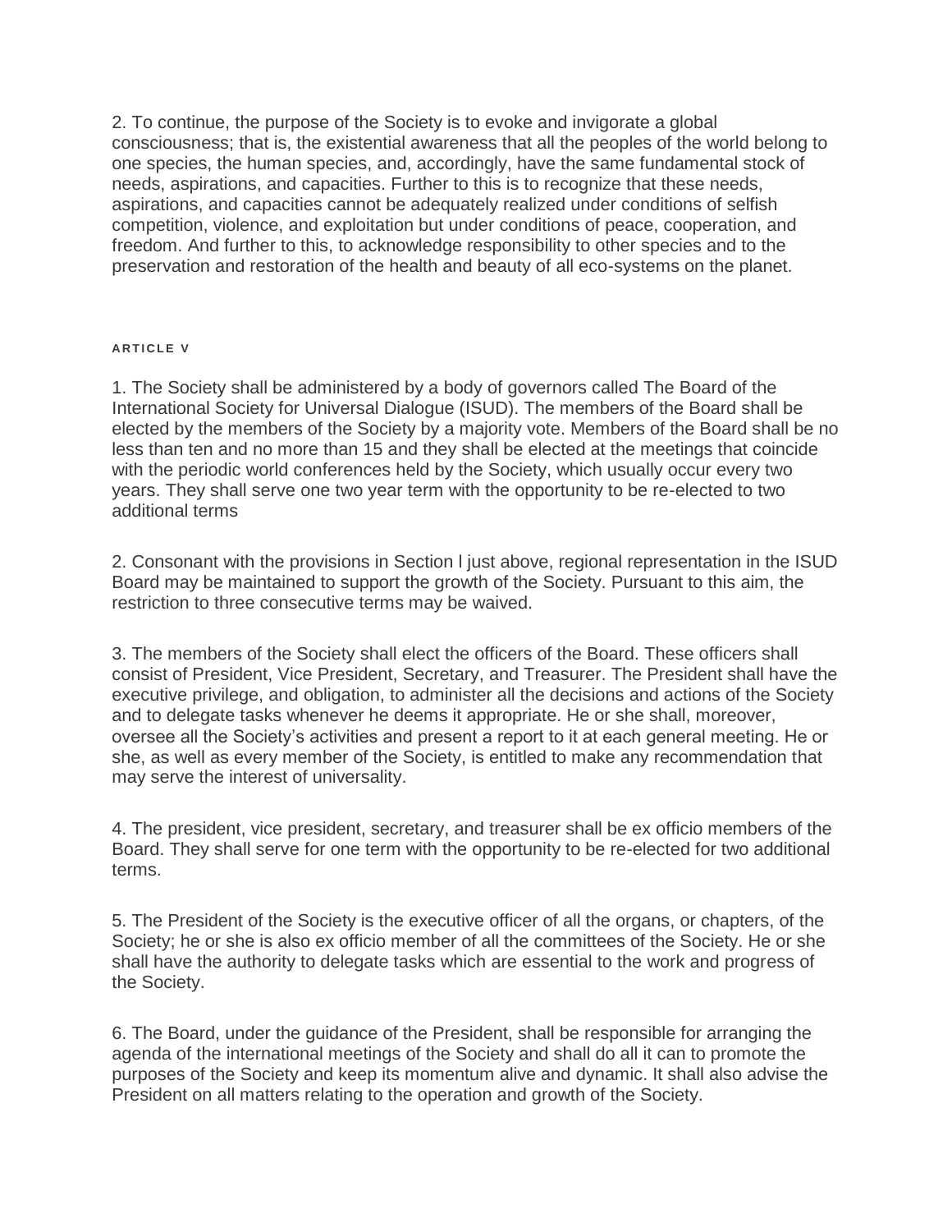2. To continue, the purpose of the Society is to evoke and invigorate a global consciousness; that is, the existential awareness that all the peoples of the world belong to one species, the human species, and, accordingly, have the same fundamental stock of needs, aspirations, and capacities. Further to this is to recognize that these needs, aspirations, and capacities cannot be adequately realized under conditions of selfish competition, violence, and exploitation but under conditions of peace, cooperation, and freedom. And further to this, to acknowledge responsibility to other species and to the preservation and restoration of the health and beauty of all eco-systems on the planet.

###### ARTICLE V

1. The Society shall be administered by a body of governors called The Board of the International Society for Universal Dialogue (ISUD). The members of the Board shall be elected by the members of the Society by a majority vote. Members of the Board shall be no less than ten and no more than 15 and they shall be elected at the meetings that coincide with the periodic world conferences held by the Society, which usually occur every two years. They shall serve one two year term with the opportunity to be re-elected to two additional terms

2. Consonant with the provisions in Section l just above, regional representation in the ISUD Board may be maintained to support the growth of the Society. Pursuant to this aim, the restriction to three consecutive terms may be waived.

3. The members of the Society shall elect the officers of the Board. These officers shall consist of President, Vice President, Secretary, and Treasurer. The President shall have the executive privilege, and obligation, to administer all the decisions and actions of the Society and to delegate tasks whenever he deems it appropriate. He or she shall, moreover, oversee all the Society's activities and present a report to it at each general meeting. He or she, as well as every member of the Society, is entitled to make any recommendation that may serve the interest of universality.

4. The president, vice president, secretary, and treasurer shall be ex officio members of the Board. They shall serve for one term with the opportunity to be re-elected for two additional terms.

5. The President of the Society is the executive officer of all the organs, or chapters, of the Society; he or she is also ex officio member of all the committees of the Society. He or she shall have the authority to delegate tasks which are essential to the work and progress of the Society.

6. The Board, under the guidance of the President, shall be responsible for arranging the agenda of the international meetings of the Society and shall do all it can to promote the purposes of the Society and keep its momentum alive and dynamic. It shall also advise the President on all matters relating to the operation and growth of the Society.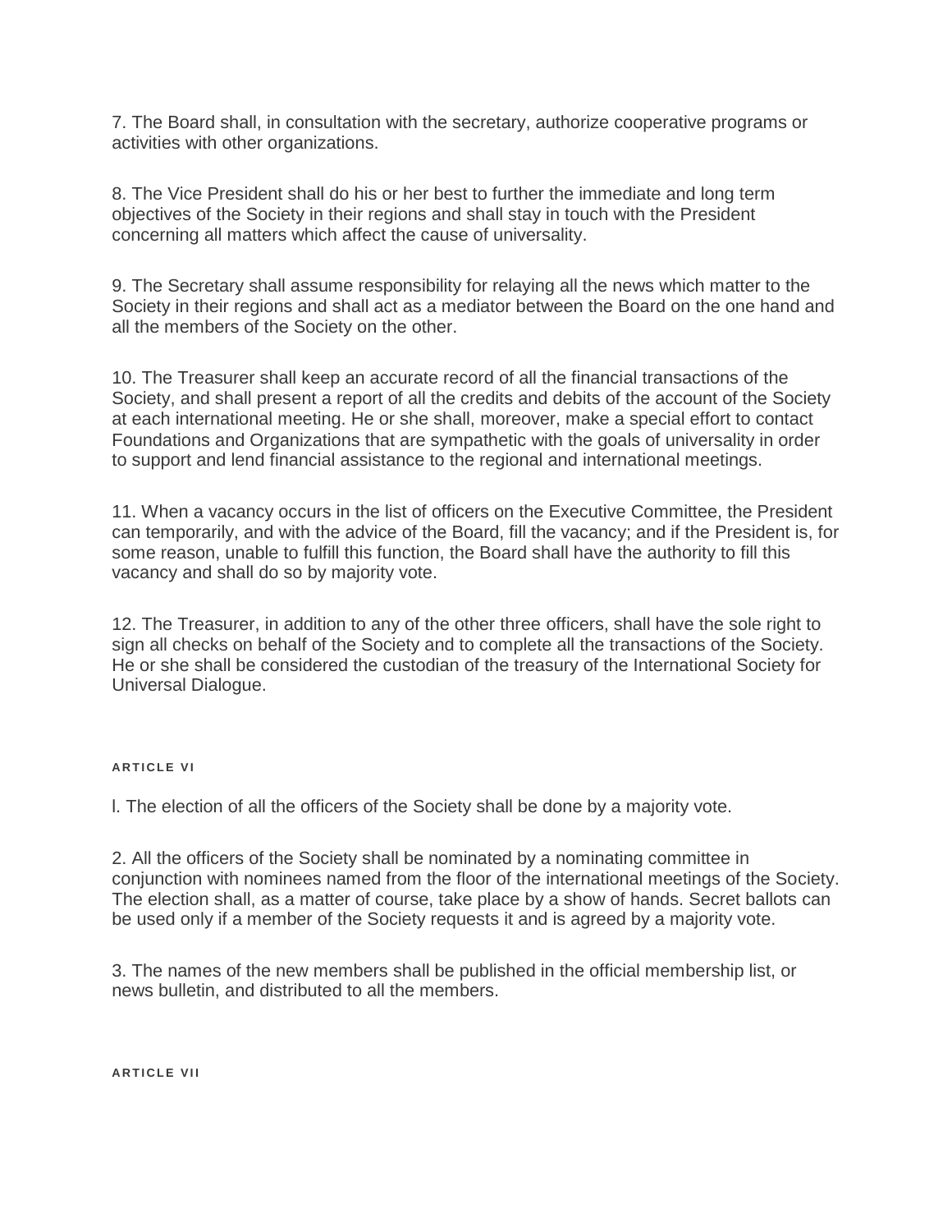7. The Board shall, in consultation with the secretary, authorize cooperative programs or activities with other organizations.

8. The Vice President shall do his or her best to further the immediate and long term objectives of the Society in their regions and shall stay in touch with the President concerning all matters which affect the cause of universality.

9. The Secretary shall assume responsibility for relaying all the news which matter to the Society in their regions and shall act as a mediator between the Board on the one hand and all the members of the Society on the other.

10. The Treasurer shall keep an accurate record of all the financial transactions of the Society, and shall present a report of all the credits and debits of the account of the Society at each international meeting. He or she shall, moreover, make a special effort to contact Foundations and Organizations that are sympathetic with the goals of universality in order to support and lend financial assistance to the regional and international meetings.

11. When a vacancy occurs in the list of officers on the Executive Committee, the President can temporarily, and with the advice of the Board, fill the vacancy; and if the President is, for some reason, unable to fulfill this function, the Board shall have the authority to fill this vacancy and shall do so by majority vote.

12. The Treasurer, in addition to any of the other three officers, shall have the sole right to sign all checks on behalf of the Society and to complete all the transactions of the Society. He or she shall be considered the custodian of the treasury of the International Society for Universal Dialogue.

##### ARTICLE VI

l. The election of all the officers of the Society shall be done by a majority vote.

2. All the officers of the Society shall be nominated by a nominating committee in conjunction with nominees named from the floor of the international meetings of the Society. The election shall, as a matter of course, take place by a show of hands. Secret ballots can be used only if a member of the Society requests it and is agreed by a majority vote.

3. The names of the new members shall be published in the official membership list, or news bulletin, and distributed to all the members.

##### ARTICLE VII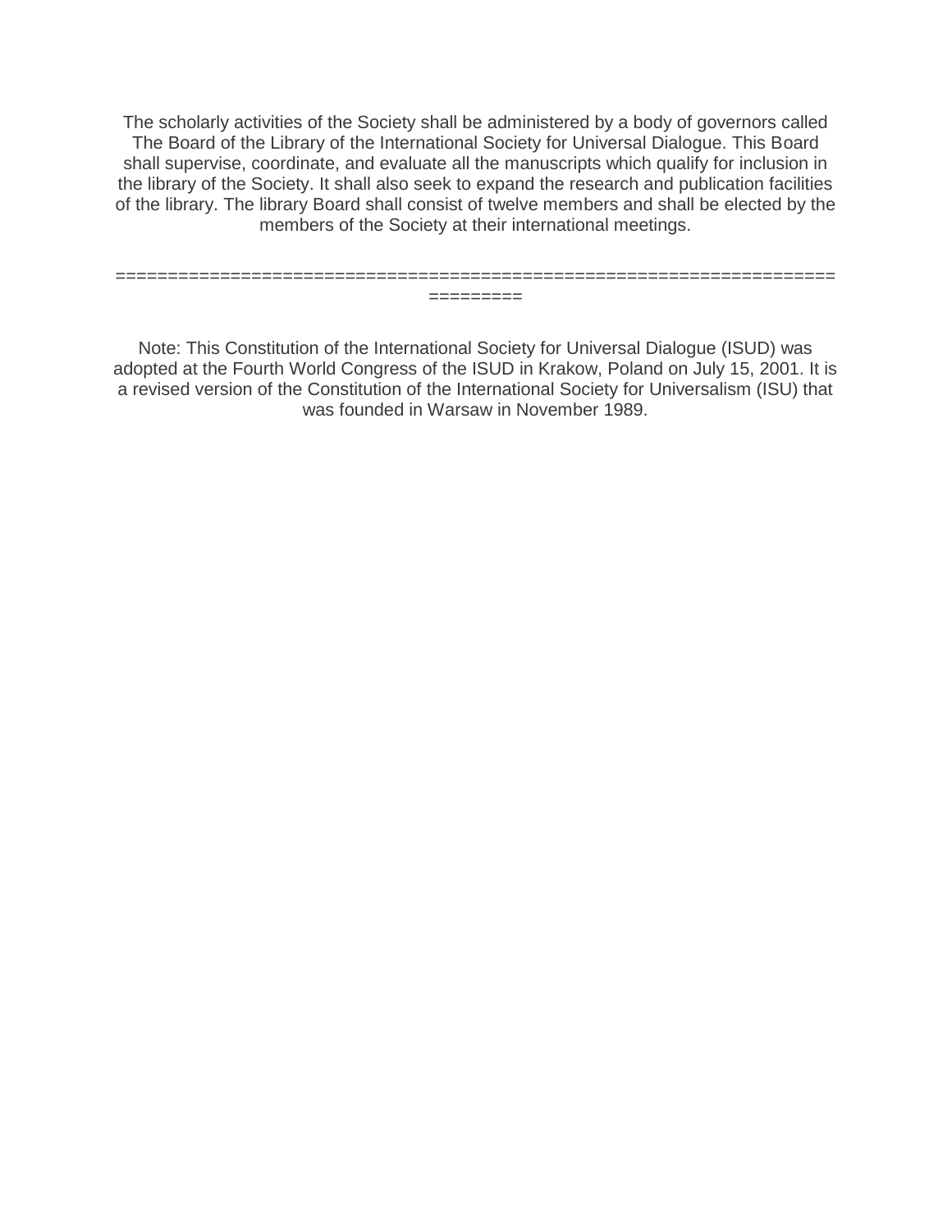The scholarly activities of the Society shall be administered by a body of governors called The Board of the Library of the International Society for Universal Dialogue. This Board shall supervise, coordinate, and evaluate all the manuscripts which qualify for inclusion in the library of the Society. It shall also seek to expand the research and publication facilities of the library. The library Board shall consist of twelve members and shall be elected by the members of the Society at their international meetings.

============================================================================

Note: This Constitution of the International Society for Universal Dialogue (ISUD) was adopted at the Fourth World Congress of the ISUD in Krakow, Poland on July 15, 2001. It is a revised version of the Constitution of the International Society for Universalism (ISU) that was founded in Warsaw in November 1989.